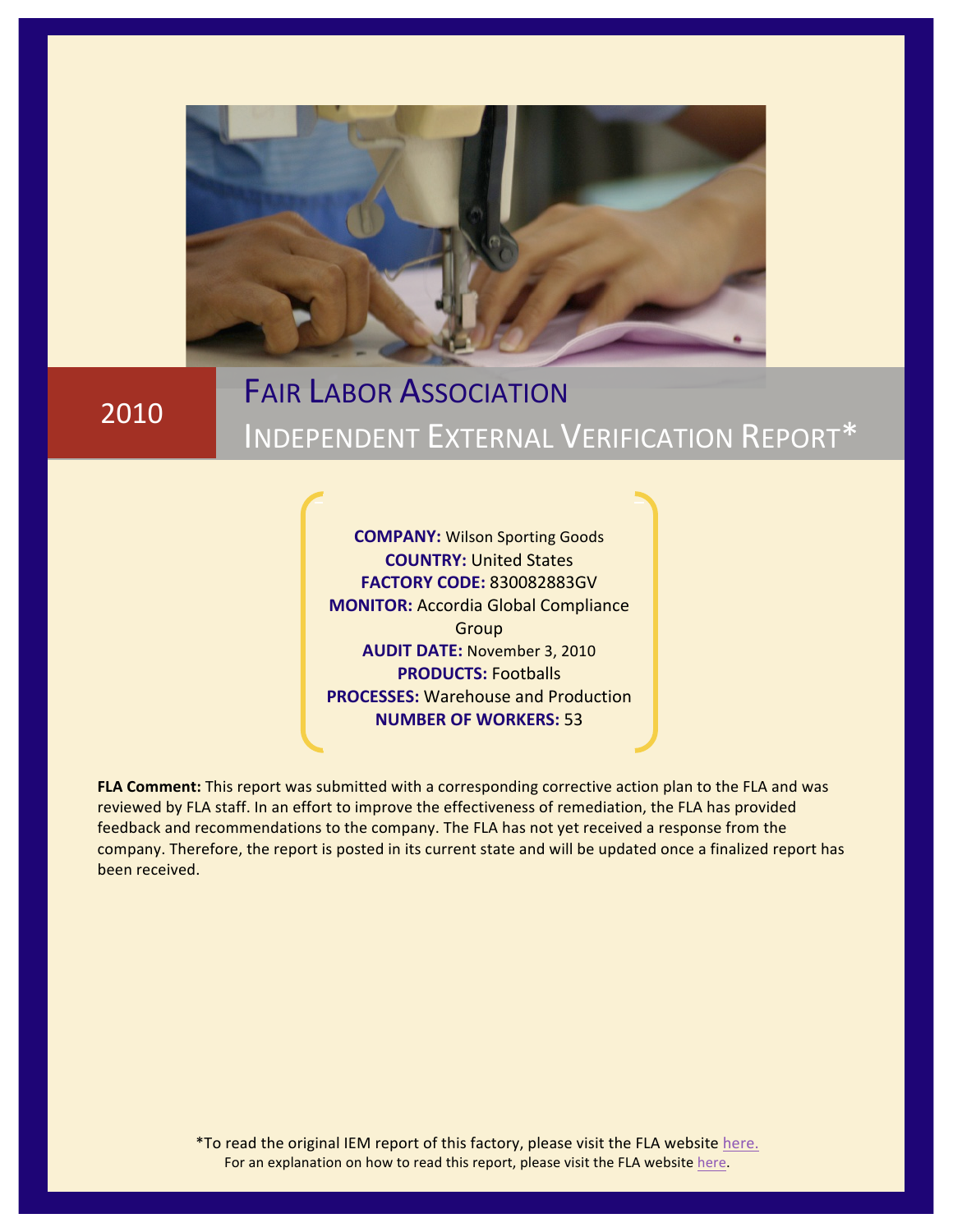# 2010

# FAIR LABOR ASSOCIATION
## INDEPENDENT EXTERNAL VERIFICATION REPORT*

**COMPANY:** Wilson Sporting Goods
**COUNTRY:** United States
**FACTORY CODE:** 830082883GV
**MONITOR:** Accordia Global Compliance Group
**AUDIT DATE:** November 3, 2010
**PRODUCTS:** Footballs
**PROCESSES:** Warehouse and Production
**NUMBER OF WORKERS:** 53

**FLA Comment:** This report was submitted with a corresponding corrective action plan to the FLA and was reviewed by FLA staff. In an effort to improve the effectiveness of remediation, the FLA has provided feedback and recommendations to the company. The FLA has not yet received a response from the company. Therefore, the report is posted in its current state and will be updated once a finalized report has been received.

*To read the original IEM report of this factory, please visit the FLA website here.
For an explanation on how to read this report, please visit the FLA website here.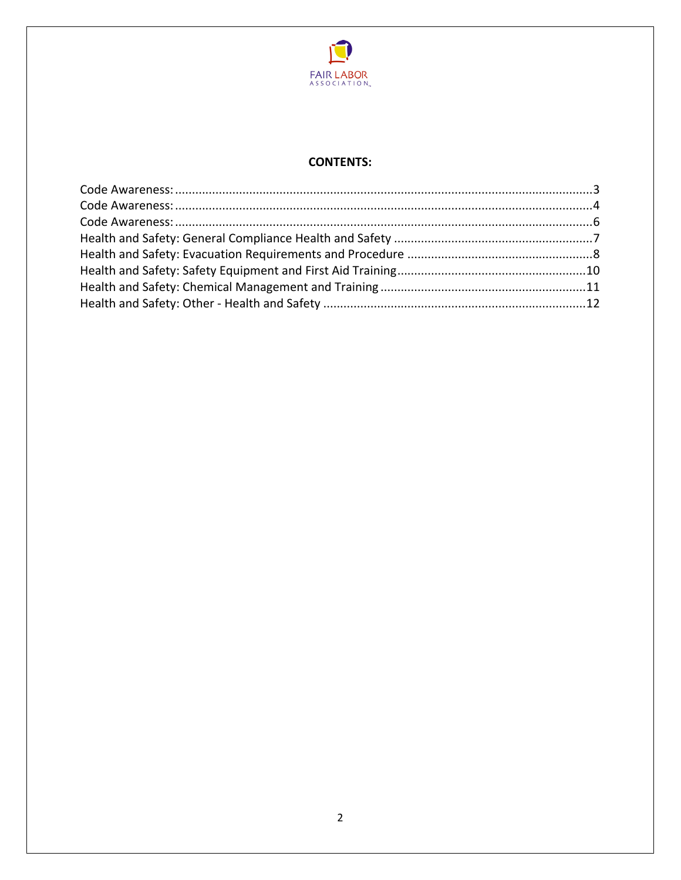FAIR LABOR ASSOCIATION

## CONTENTS:

Code Awareness:...........................................................................................................................3
Code Awareness:...........................................................................................................................4
Code Awareness:...........................................................................................................................6
Health and Safety: General Compliance Health and Safety ..........................................................7
Health and Safety: Evacuation Requirements and Procedure ......................................................8
Health and Safety: Safety Equipment and First Aid Training.......................................................10
Health and Safety: Chemical Management and Training ............................................................11
Health and Safety: Other - Health and Safety .............................................................................12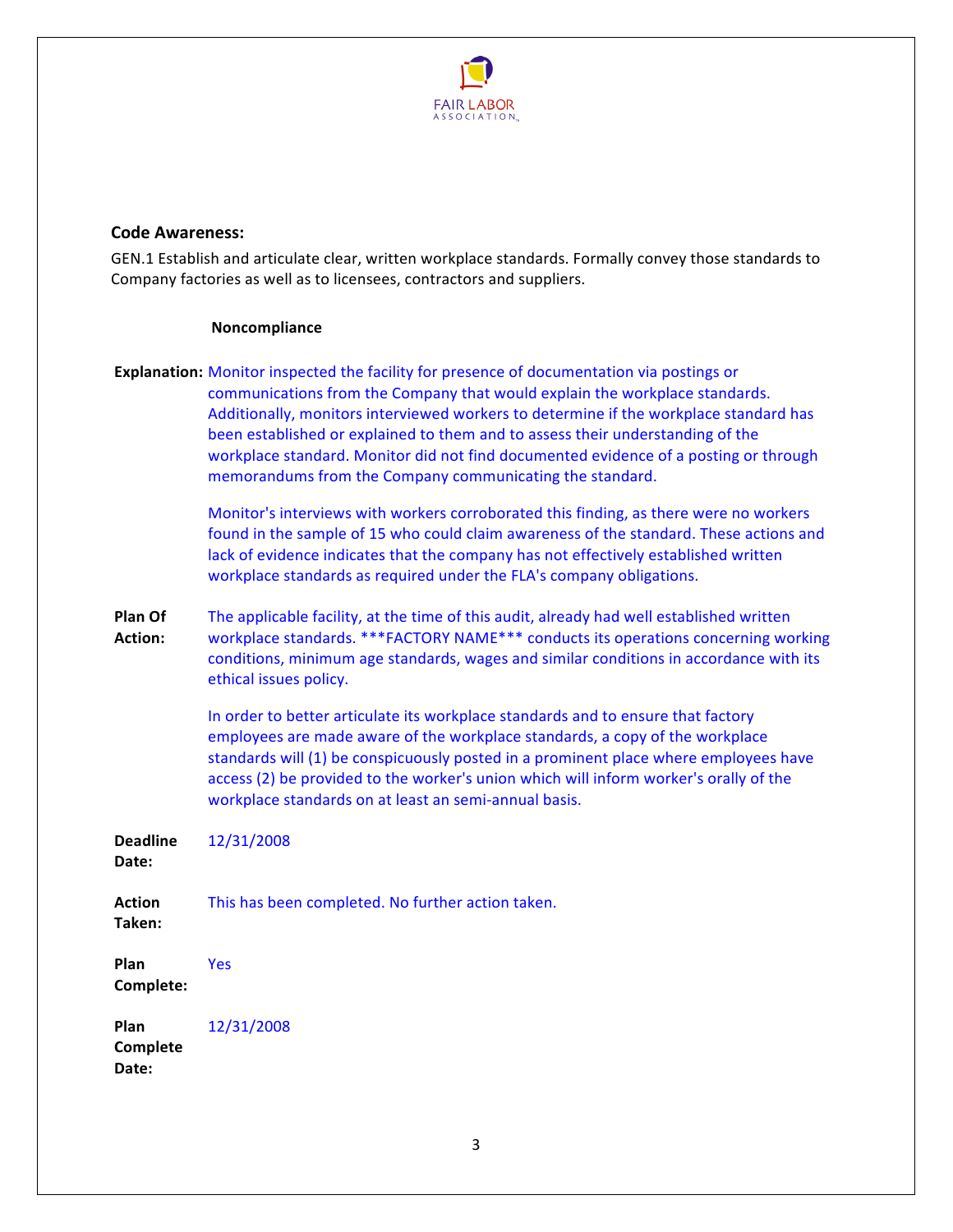## Code Awareness:

GEN.1 Establish and articulate clear, written workplace standards. Formally convey those standards to Company factories as well as to licensees, contractors and suppliers.

**Noncompliance**

**Explanation:** Monitor inspected the facility for presence of documentation via postings or communications from the Company that would explain the workplace standards. Additionally, monitors interviewed workers to determine if the workplace standard has been established or explained to them and to assess their understanding of the workplace standard. Monitor did not find documented evidence of a posting or through memorandums from the Company communicating the standard.

Monitor's interviews with workers corroborated this finding, as there were no workers found in the sample of 15 who could claim awareness of the standard. These actions and lack of evidence indicates that the company has not effectively established written workplace standards as required under the FLA's company obligations.

**Plan Of Action:** The applicable facility, at the time of this audit, already had well established written workplace standards. ***FACTORY NAME*** conducts its operations concerning working conditions, minimum age standards, wages and similar conditions in accordance with its ethical issues policy.

In order to better articulate its workplace standards and to ensure that factory employees are made aware of the workplace standards, a copy of the workplace standards will (1) be conspicuously posted in a prominent place where employees have access (2) be provided to the worker's union which will inform worker's orally of the workplace standards on at least an semi-annual basis.

**Deadline Date:** 12/31/2008

**Action Taken:** This has been completed. No further action taken.

**Plan Complete:** Yes

**Plan Complete Date:** 12/31/2008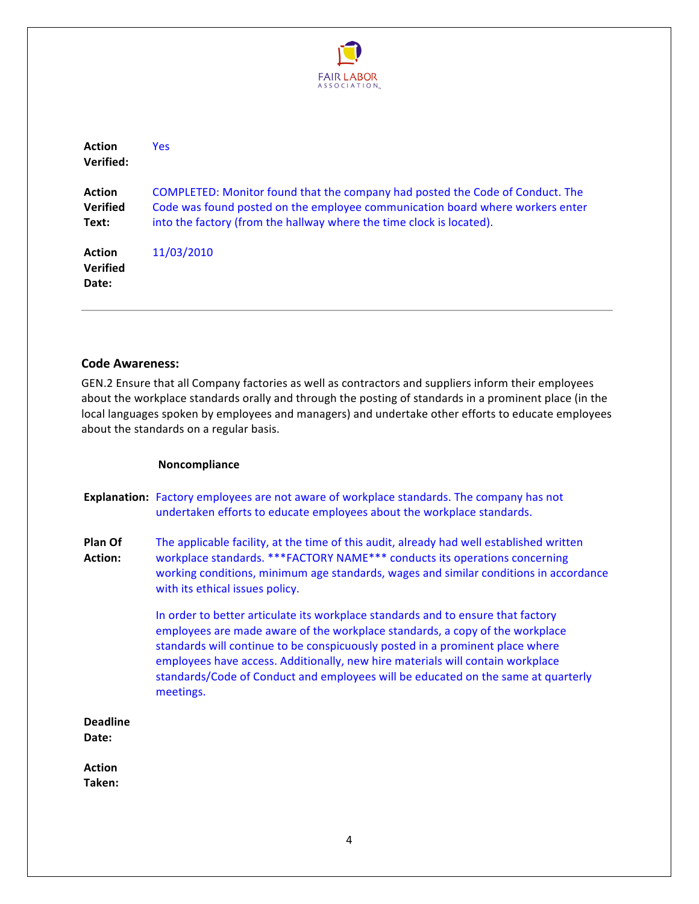**Action Verified:** Yes

**Action Verified Text:** COMPLETED: Monitor found that the company had posted the Code of Conduct. The Code was found posted on the employee communication board where workers enter into the factory (from the hallway where the time clock is located).

**Action Verified Date:** 11/03/2010

---

### Code Awareness:

GEN.2 Ensure that all Company factories as well as contractors and suppliers inform their employees about the workplace standards orally and through the posting of standards in a prominent place (in the local languages spoken by employees and managers) and undertake other efforts to educate employees about the standards on a regular basis.

**Noncompliance**

**Explanation:** Factory employees are not aware of workplace standards. The company has not undertaken efforts to educate employees about the workplace standards.

**Plan Of Action:** The applicable facility, at the time of this audit, already had well established written workplace standards. ***FACTORY NAME*** conducts its operations concerning working conditions, minimum age standards, wages and similar conditions in accordance with its ethical issues policy.

In order to better articulate its workplace standards and to ensure that factory employees are made aware of the workplace standards, a copy of the workplace standards will continue to be conspicuously posted in a prominent place where employees have access. Additionally, new hire materials will contain workplace standards/Code of Conduct and employees will be educated on the same at quarterly meetings.

**Deadline Date:**

**Action Taken:**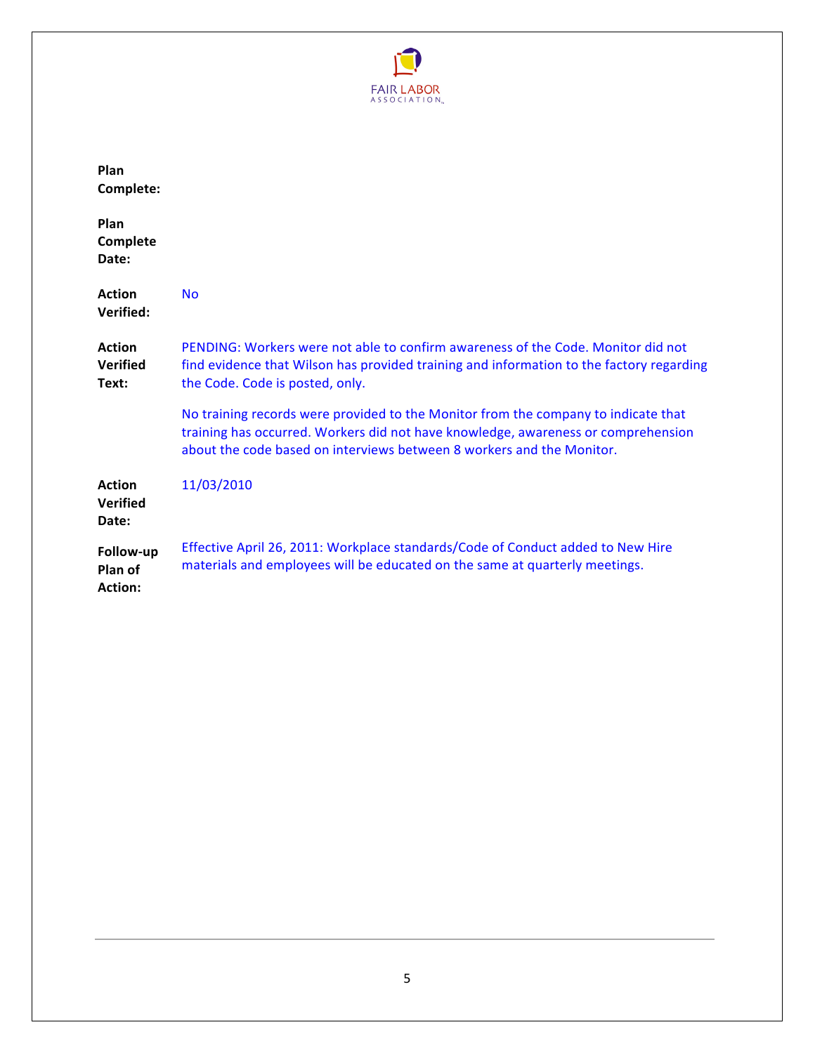**Plan Complete:**

**Plan Complete Date:**

**Action Verified:** No

**Action Verified Text:** PENDING: Workers were not able to confirm awareness of the Code. Monitor did not find evidence that Wilson has provided training and information to the factory regarding the Code. Code is posted, only.

No training records were provided to the Monitor from the company to indicate that training has occurred. Workers did not have knowledge, awareness or comprehension about the code based on interviews between 8 workers and the Monitor.

**Action Verified Date:** 11/03/2010

**Follow-up Plan of Action:** Effective April 26, 2011: Workplace standards/Code of Conduct added to New Hire materials and employees will be educated on the same at quarterly meetings.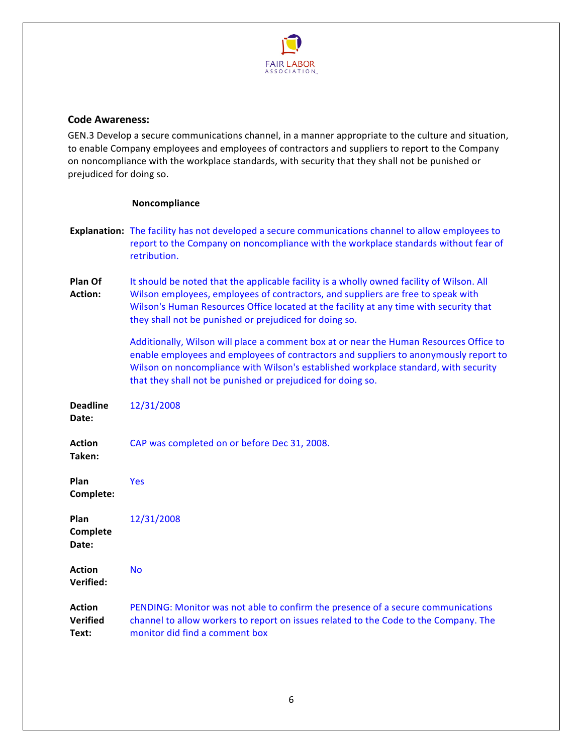## Code Awareness:

GEN.3 Develop a secure communications channel, in a manner appropriate to the culture and situation, to enable Company employees and employees of contractors and suppliers to report to the Company on noncompliance with the workplace standards, with security that they shall not be punished or prejudiced for doing so.

**Noncompliance**

**Explanation:** The facility has not developed a secure communications channel to allow employees to report to the Company on noncompliance with the workplace standards without fear of retribution.

**Plan Of Action:** It should be noted that the applicable facility is a wholly owned facility of Wilson. All Wilson employees, employees of contractors, and suppliers are free to speak with Wilson's Human Resources Office located at the facility at any time with security that they shall not be punished or prejudiced for doing so.

Additionally, Wilson will place a comment box at or near the Human Resources Office to enable employees and employees of contractors and suppliers to anonymously report to Wilson on noncompliance with Wilson's established workplace standard, with security that they shall not be punished or prejudiced for doing so.

**Deadline Date:** 12/31/2008

**Action Taken:** CAP was completed on or before Dec 31, 2008.

**Plan Complete:** Yes

**Plan Complete Date:** 12/31/2008

**Action Verified:** No

**Action Verified Text:** PENDING: Monitor was not able to confirm the presence of a secure communications channel to allow workers to report on issues related to the Code to the Company. The monitor did find a comment box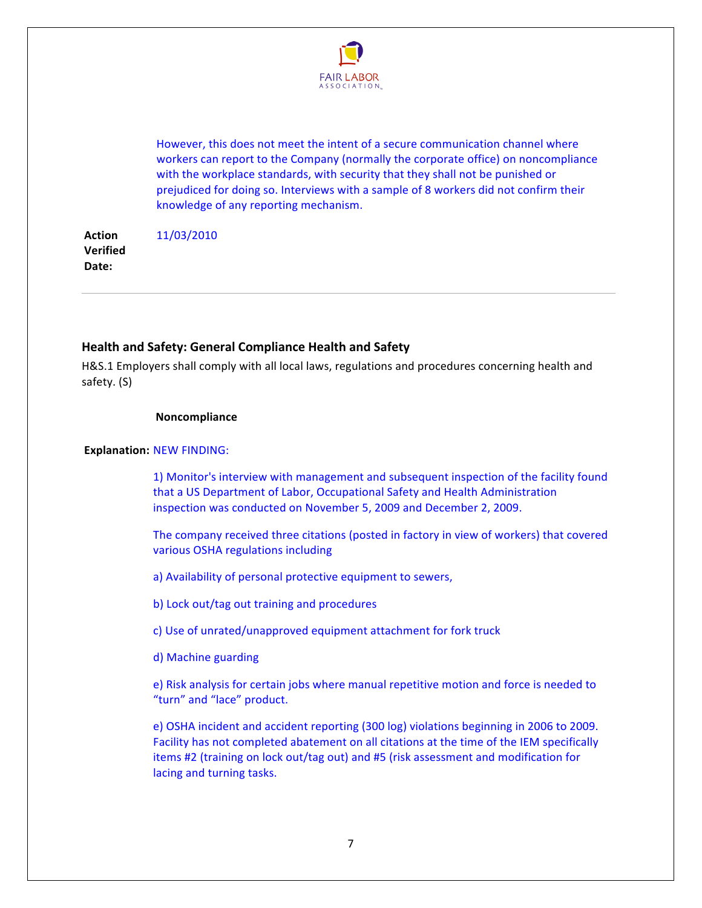However, this does not meet the intent of a secure communication channel where workers can report to the Company (normally the corporate office) on noncompliance with the workplace standards, with security that they shall not be punished or prejudiced for doing so. Interviews with a sample of 8 workers did not confirm their knowledge of any reporting mechanism.

**Action Verified Date:** 11/03/2010

---

### Health and Safety: General Compliance Health and Safety

H&S.1 Employers shall comply with all local laws, regulations and procedures concerning health and safety. (S)

**Noncompliance**

**Explanation:** NEW FINDING:

1) Monitor's interview with management and subsequent inspection of the facility found that a US Department of Labor, Occupational Safety and Health Administration inspection was conducted on November 5, 2009 and December 2, 2009.

The company received three citations (posted in factory in view of workers) that covered various OSHA regulations including

a) Availability of personal protective equipment to sewers,

b) Lock out/tag out training and procedures

c) Use of unrated/unapproved equipment attachment for fork truck

d) Machine guarding

e) Risk analysis for certain jobs where manual repetitive motion and force is needed to "turn" and "lace" product.

e) OSHA incident and accident reporting (300 log) violations beginning in 2006 to 2009. Facility has not completed abatement on all citations at the time of the IEM specifically items #2 (training on lock out/tag out) and #5 (risk assessment and modification for lacing and turning tasks.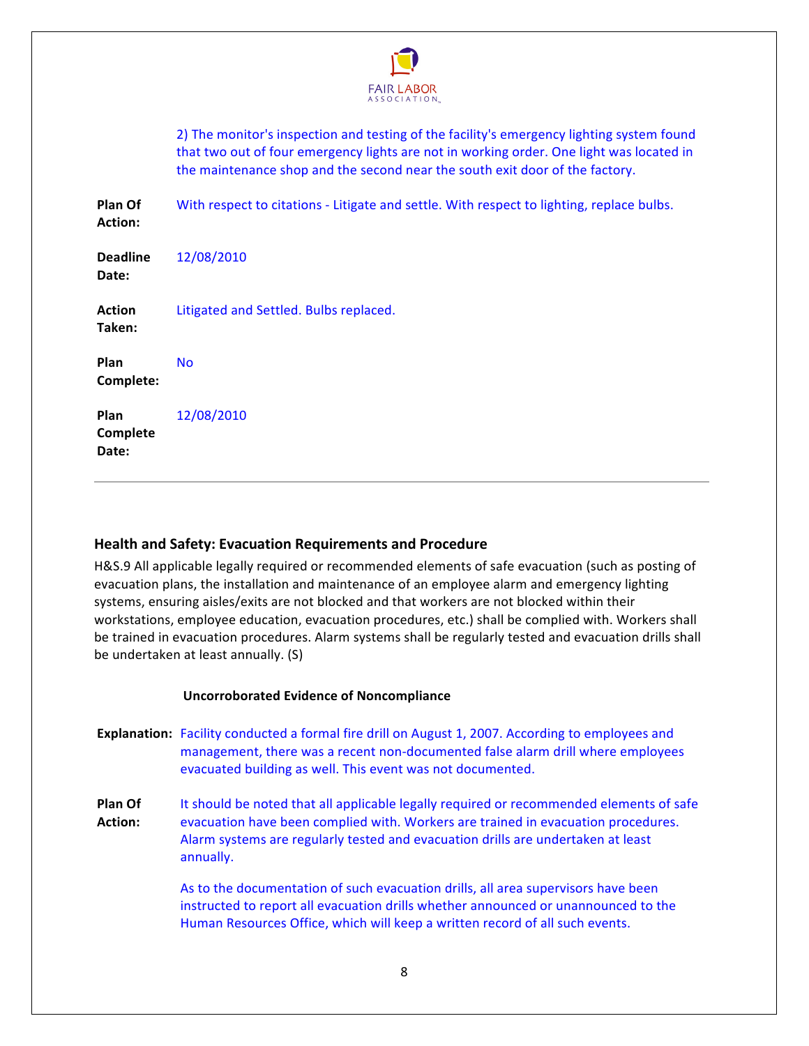2) The monitor's inspection and testing of the facility's emergency lighting system found that two out of four emergency lights are not in working order. One light was located in the maintenance shop and the second near the south exit door of the factory.

**Plan Of Action:** With respect to citations - Litigate and settle. With respect to lighting, replace bulbs.

**Deadline Date:** 12/08/2010

**Action Taken:** Litigated and Settled. Bulbs replaced.

**Plan Complete:** No

**Plan Complete Date:** 12/08/2010

---

### Health and Safety: Evacuation Requirements and Procedure

H&S.9 All applicable legally required or recommended elements of safe evacuation (such as posting of evacuation plans, the installation and maintenance of an employee alarm and emergency lighting systems, ensuring aisles/exits are not blocked and that workers are not blocked within their workstations, employee education, evacuation procedures, etc.) shall be complied with. Workers shall be trained in evacuation procedures. Alarm systems shall be regularly tested and evacuation drills shall be undertaken at least annually. (S)

**Uncorroborated Evidence of Noncompliance**

**Explanation:** Facility conducted a formal fire drill on August 1, 2007. According to employees and management, there was a recent non-documented false alarm drill where employees evacuated building as well. This event was not documented.

**Plan Of Action:** It should be noted that all applicable legally required or recommended elements of safe evacuation have been complied with. Workers are trained in evacuation procedures. Alarm systems are regularly tested and evacuation drills are undertaken at least annually.

As to the documentation of such evacuation drills, all area supervisors have been instructed to report all evacuation drills whether announced or unannounced to the Human Resources Office, which will keep a written record of all such events.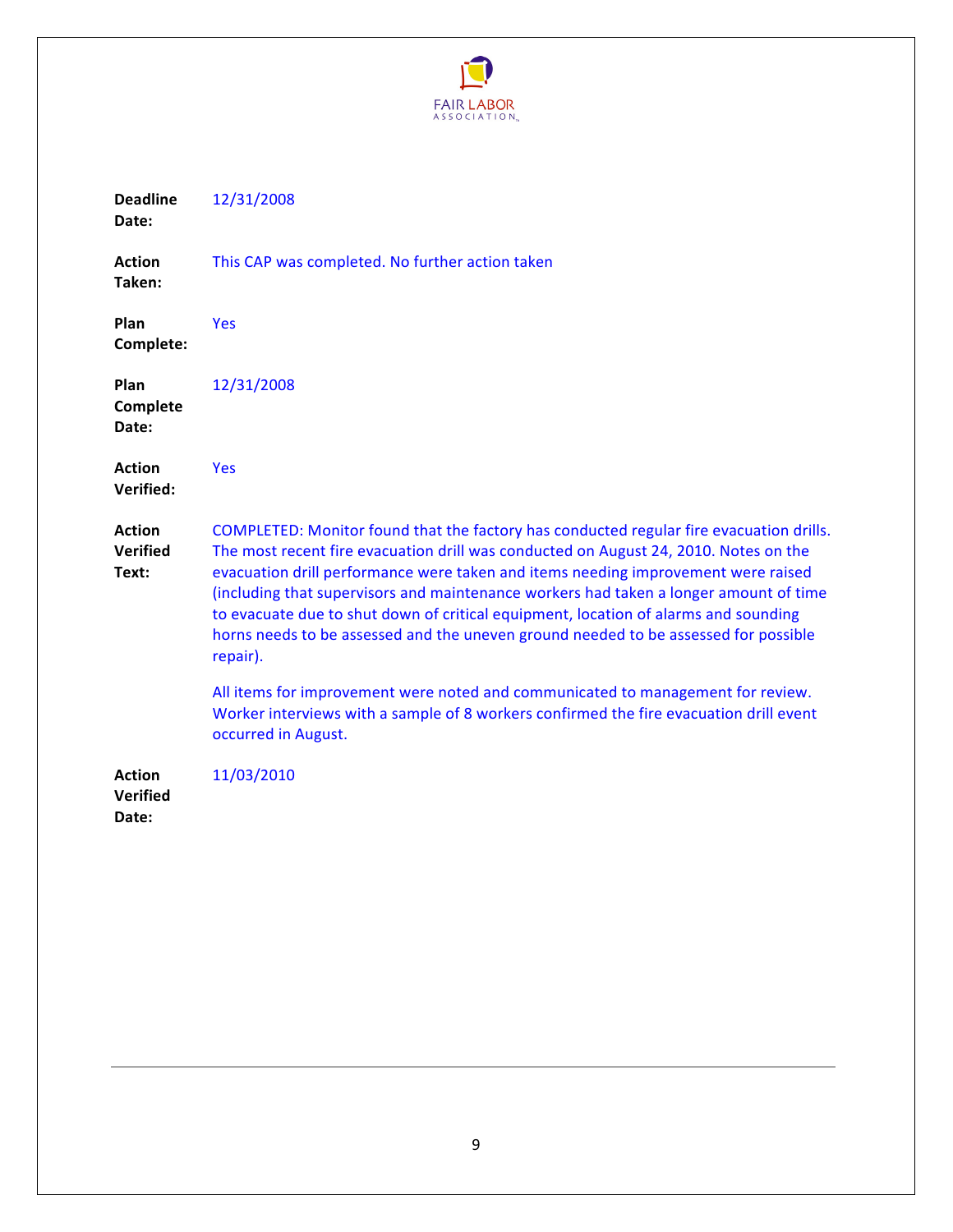**Deadline Date:** 12/31/2008

**Action Taken:** This CAP was completed. No further action taken

**Plan Complete:** Yes

**Plan Complete Date:** 12/31/2008

**Action Verified:** Yes

**Action Verified Text:** COMPLETED: Monitor found that the factory has conducted regular fire evacuation drills. The most recent fire evacuation drill was conducted on August 24, 2010. Notes on the evacuation drill performance were taken and items needing improvement were raised (including that supervisors and maintenance workers had taken a longer amount of time to evacuate due to shut down of critical equipment, location of alarms and sounding horns needs to be assessed and the uneven ground needed to be assessed for possible repair).

All items for improvement were noted and communicated to management for review. Worker interviews with a sample of 8 workers confirmed the fire evacuation drill event occurred in August.

**Action Verified Date:** 11/03/2010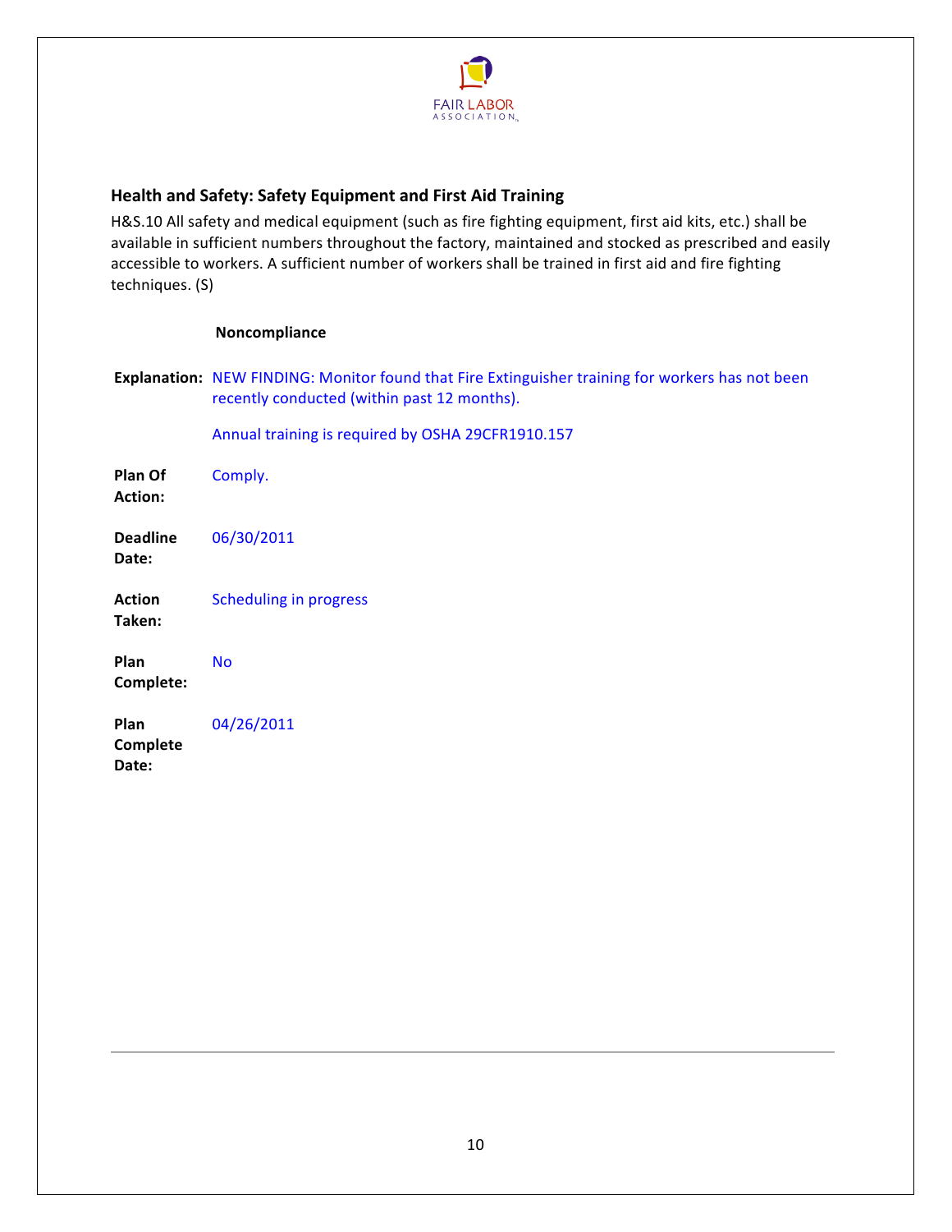## Health and Safety: Safety Equipment and First Aid Training

H&S.10 All safety and medical equipment (such as fire fighting equipment, first aid kits, etc.) shall be available in sufficient numbers throughout the factory, maintained and stocked as prescribed and easily accessible to workers. A sufficient number of workers shall be trained in first aid and fire fighting techniques. (S)

**Noncompliance**

**Explanation:** NEW FINDING: Monitor found that Fire Extinguisher training for workers has not been recently conducted (within past 12 months).

Annual training is required by OSHA 29CFR1910.157

**Plan Of Action:** Comply.

**Deadline Date:** 06/30/2011

**Action Taken:** Scheduling in progress

**Plan Complete:** No

**Plan Complete Date:** 04/26/2011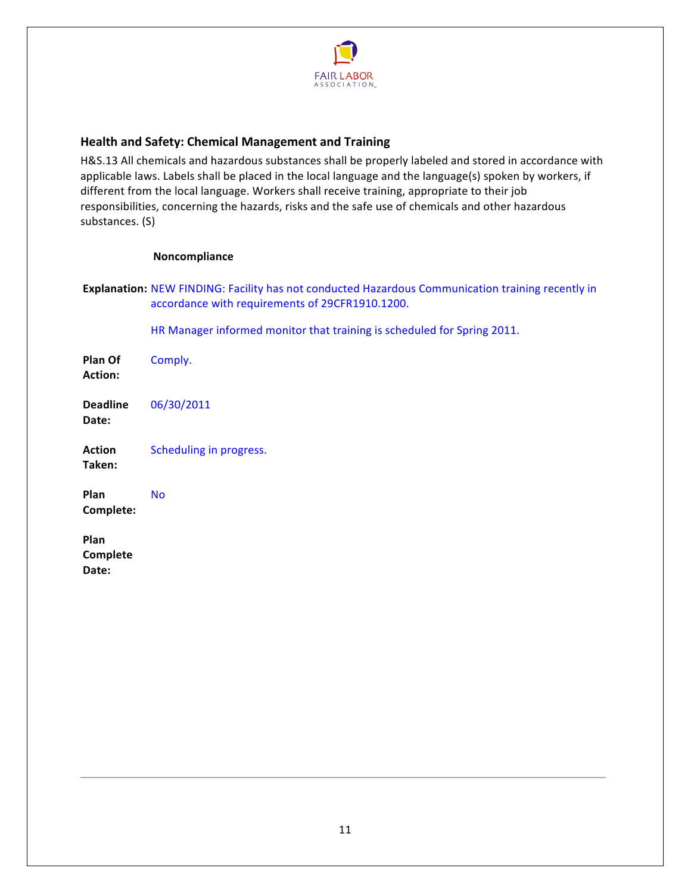## Health and Safety: Chemical Management and Training

H&S.13 All chemicals and hazardous substances shall be properly labeled and stored in accordance with applicable laws. Labels shall be placed in the local language and the language(s) spoken by workers, if different from the local language. Workers shall receive training, appropriate to their job responsibilities, concerning the hazards, risks and the safe use of chemicals and other hazardous substances. (S)

**Noncompliance**

**Explanation:** NEW FINDING: Facility has not conducted Hazardous Communication training recently in accordance with requirements of 29CFR1910.1200.

HR Manager informed monitor that training is scheduled for Spring 2011.

**Plan Of Action:** Comply.

**Deadline Date:** 06/30/2011

**Action Taken:** Scheduling in progress.

**Plan Complete:** No

**Plan Complete Date:**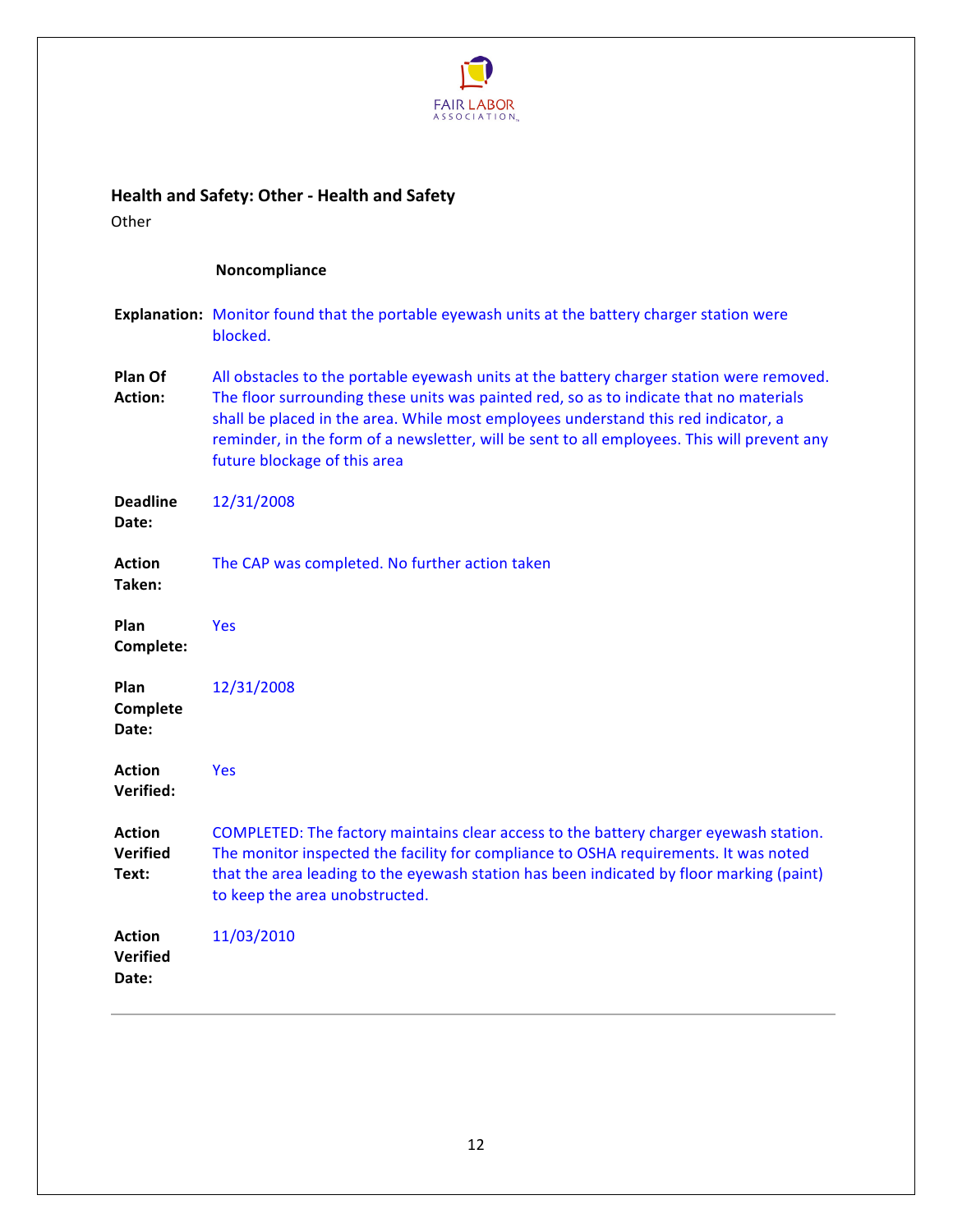## Health and Safety: Other - Health and Safety

Other

**Noncompliance**

**Explanation:** Monitor found that the portable eyewash units at the battery charger station were blocked.

**Plan Of Action:** All obstacles to the portable eyewash units at the battery charger station were removed. The floor surrounding these units was painted red, so as to indicate that no materials shall be placed in the area. While most employees understand this red indicator, a reminder, in the form of a newsletter, will be sent to all employees. This will prevent any future blockage of this area

**Deadline Date:** 12/31/2008

**Action Taken:** The CAP was completed. No further action taken

**Plan Complete:** Yes

**Plan Complete Date:** 12/31/2008

**Action Verified:** Yes

**Action Verified Text:** COMPLETED: The factory maintains clear access to the battery charger eyewash station. The monitor inspected the facility for compliance to OSHA requirements. It was noted that the area leading to the eyewash station has been indicated by floor marking (paint) to keep the area unobstructed.

**Action Verified Date:** 11/03/2010

---